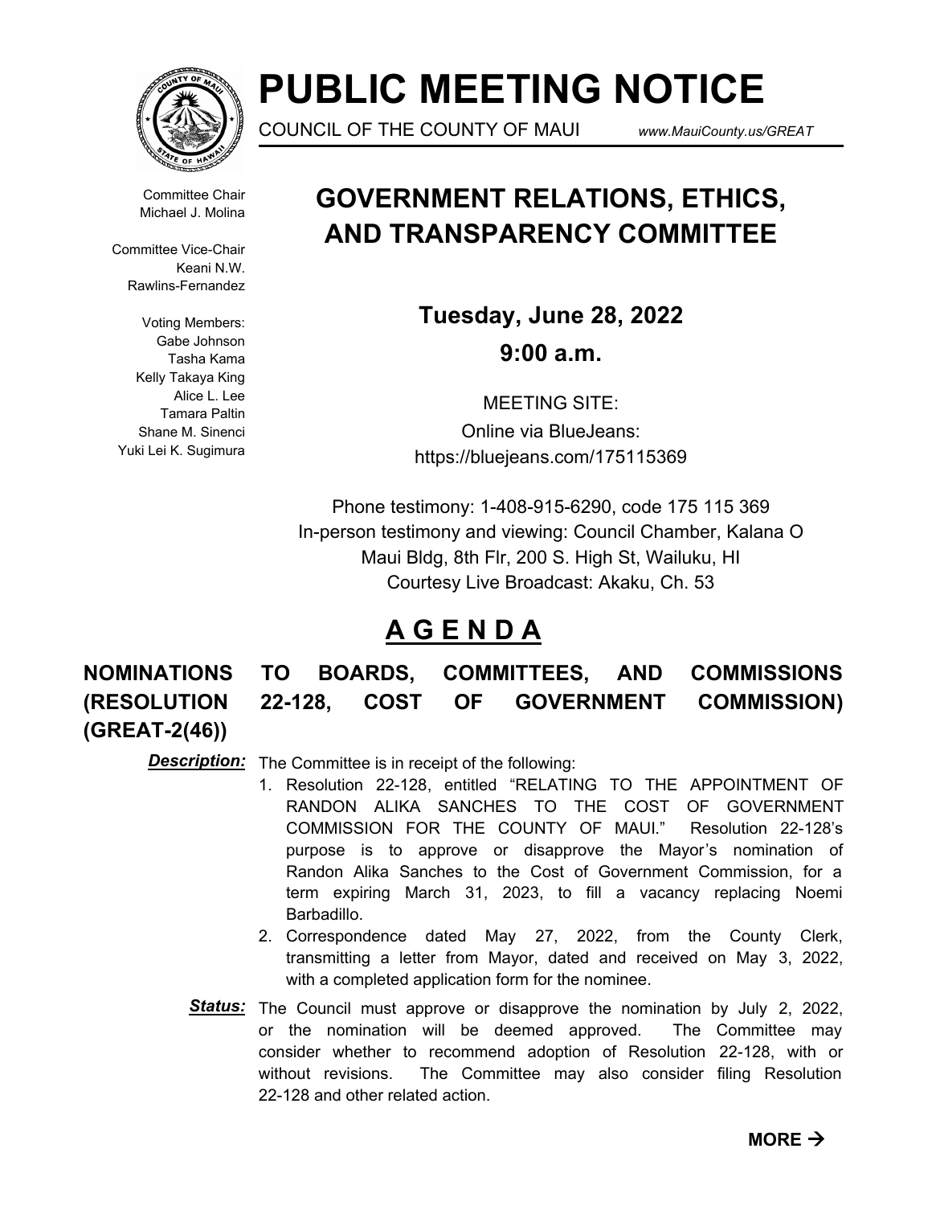# PUBLIC MEETING NOTICE

COUNCIL OF THE COUNTY OF MAUI *www.MauiCounty.us/GREAT*

Committee Chair
Michael J. Molina

Committee Vice-Chair
Keani N.W. Rawlins-Fernandez

Voting Members:
Gabe Johnson
Tasha Kama
Kelly Takaya King
Alice L. Lee
Tamara Paltin
Shane M. Sinenci
Yuki Lei K. Sugimura

## GOVERNMENT RELATIONS, ETHICS, AND TRANSPARENCY COMMITTEE

**Tuesday, June 28, 2022**

**9:00 a.m.**

MEETING SITE:
Online via BlueJeans:
https://bluejeans.com/175115369

Phone testimony: 1-408-915-6290, code 175 115 369
In-person testimony and viewing: Council Chamber, Kalana O Maui Bldg, 8th Flr, 200 S. High St, Wailuku, HI
Courtesy Live Broadcast: Akaku, Ch. 53

## A G E N D A

### NOMINATIONS TO BOARDS, COMMITTEES, AND COMMISSIONS (RESOLUTION 22-128, COST OF GOVERNMENT COMMISSION) (GREAT-2(46))

***Description:*** The Committee is in receipt of the following:

1. Resolution 22-128, entitled "RELATING TO THE APPOINTMENT OF RANDON ALIKA SANCHES TO THE COST OF GOVERNMENT COMMISSION FOR THE COUNTY OF MAUI." Resolution 22-128's purpose is to approve or disapprove the Mayor's nomination of Randon Alika Sanches to the Cost of Government Commission, for a term expiring March 31, 2023, to fill a vacancy replacing Noemi Barbadillo.
2. Correspondence dated May 27, 2022, from the County Clerk, transmitting a letter from Mayor, dated and received on May 3, 2022, with a completed application form for the nominee.

***Status:*** The Council must approve or disapprove the nomination by July 2, 2022, or the nomination will be deemed approved. The Committee may consider whether to recommend adoption of Resolution 22-128, with or without revisions. The Committee may also consider filing Resolution 22-128 and other related action.

**MORE →**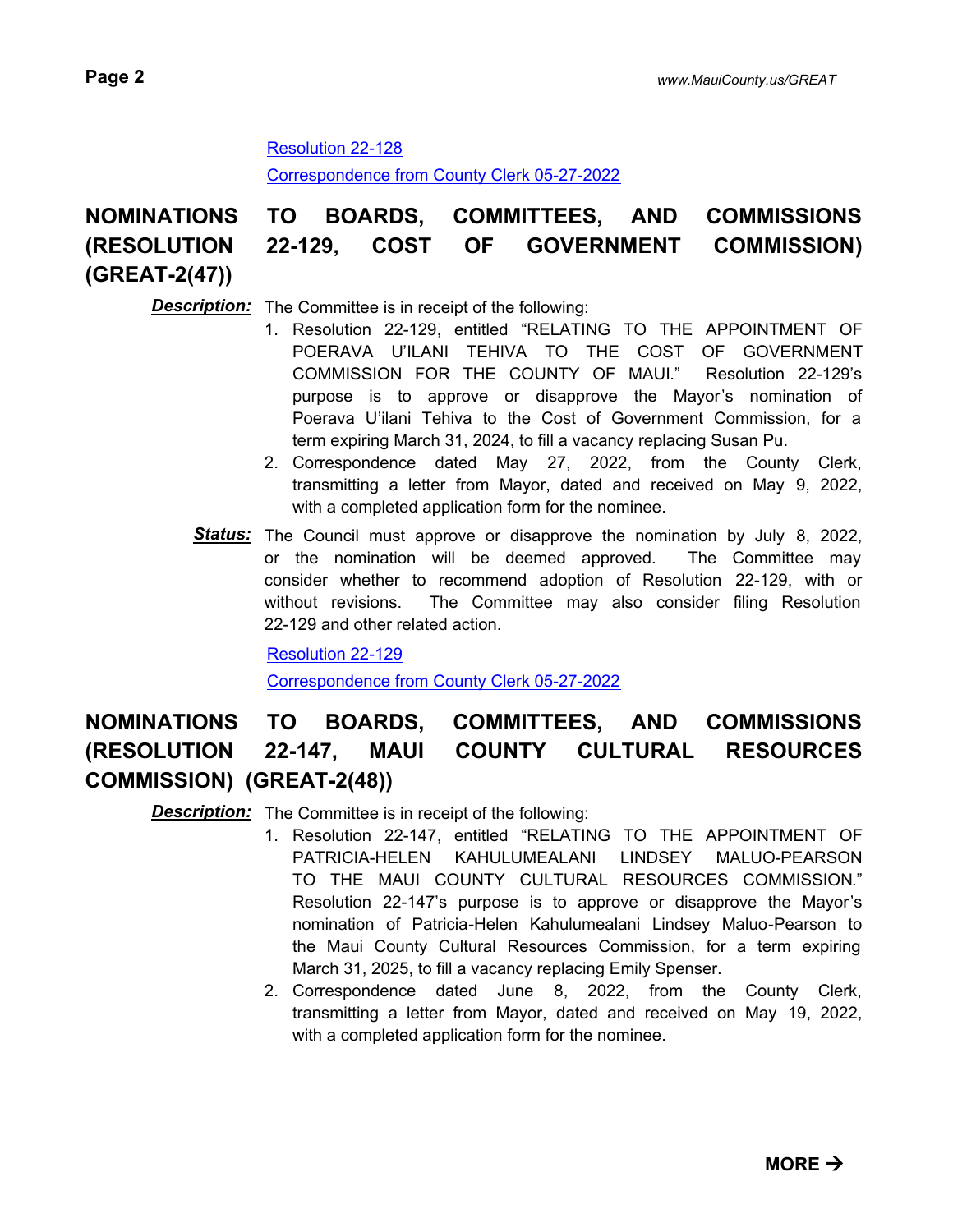Resolution 22-128

Correspondence from County Clerk 05-27-2022

## NOMINATIONS TO BOARDS, COMMITTEES, AND COMMISSIONS (RESOLUTION 22-129, COST OF GOVERNMENT COMMISSION) (GREAT-2(47))

***Description:*** The Committee is in receipt of the following:

1. Resolution 22-129, entitled "RELATING TO THE APPOINTMENT OF POERAVA U'ILANI TEHIVA TO THE COST OF GOVERNMENT COMMISSION FOR THE COUNTY OF MAUI." Resolution 22-129's purpose is to approve or disapprove the Mayor's nomination of Poerava U'ilani Tehiva to the Cost of Government Commission, for a term expiring March 31, 2024, to fill a vacancy replacing Susan Pu.
2. Correspondence dated May 27, 2022, from the County Clerk, transmitting a letter from Mayor, dated and received on May 9, 2022, with a completed application form for the nominee.

***Status:*** The Council must approve or disapprove the nomination by July 8, 2022, or the nomination will be deemed approved. The Committee may consider whether to recommend adoption of Resolution 22-129, with or without revisions. The Committee may also consider filing Resolution 22-129 and other related action.

Resolution 22-129

Correspondence from County Clerk 05-27-2022

## NOMINATIONS TO BOARDS, COMMITTEES, AND COMMISSIONS (RESOLUTION 22-147, MAUI COUNTY CULTURAL RESOURCES COMMISSION) (GREAT-2(48))

***Description:*** The Committee is in receipt of the following:

1. Resolution 22-147, entitled "RELATING TO THE APPOINTMENT OF PATRICIA-HELEN KAHULUMEALANI LINDSEY MALUO-PEARSON TO THE MAUI COUNTY CULTURAL RESOURCES COMMISSION." Resolution 22-147's purpose is to approve or disapprove the Mayor's nomination of Patricia-Helen Kahulumealani Lindsey Maluo-Pearson to the Maui County Cultural Resources Commission, for a term expiring March 31, 2025, to fill a vacancy replacing Emily Spenser.
2. Correspondence dated June 8, 2022, from the County Clerk, transmitting a letter from Mayor, dated and received on May 19, 2022, with a completed application form for the nominee.

**MORE →**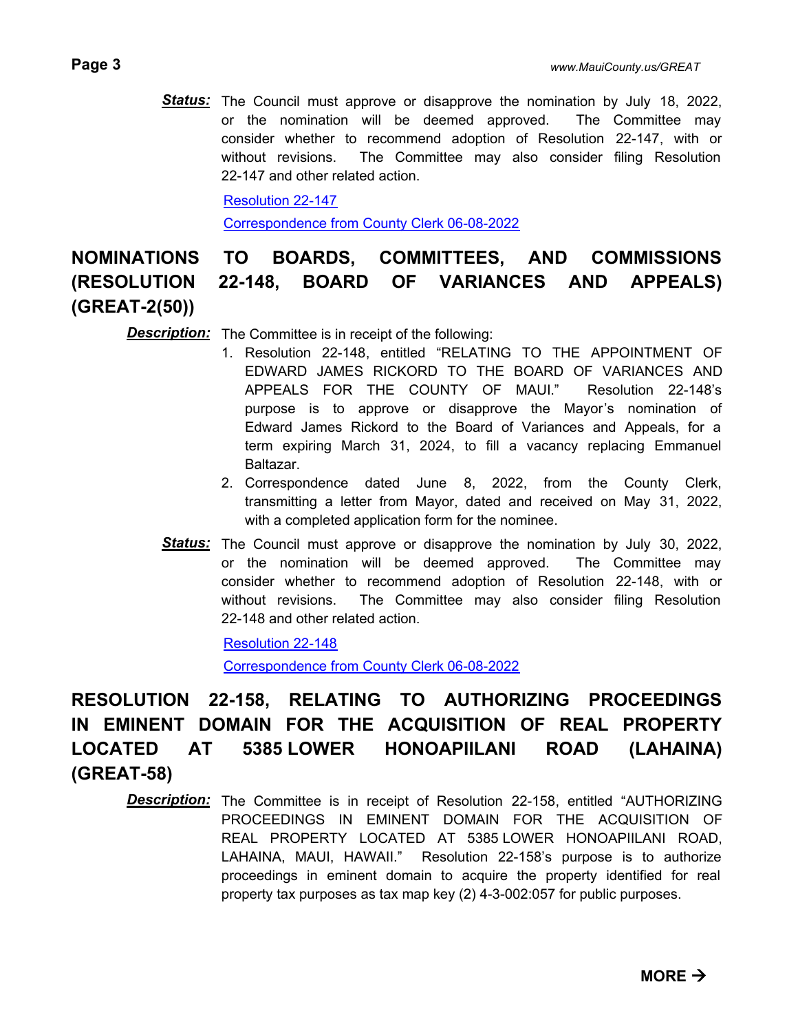***Status:*** The Council must approve or disapprove the nomination by July 18, 2022, or the nomination will be deemed approved. The Committee may consider whether to recommend adoption of Resolution 22-147, with or without revisions. The Committee may also consider filing Resolution 22-147 and other related action.

Resolution 22-147

Correspondence from County Clerk 06-08-2022

## NOMINATIONS TO BOARDS, COMMITTEES, AND COMMISSIONS (RESOLUTION 22-148, BOARD OF VARIANCES AND APPEALS) (GREAT-2(50))

***Description:*** The Committee is in receipt of the following:

1. Resolution 22-148, entitled "RELATING TO THE APPOINTMENT OF EDWARD JAMES RICKORD TO THE BOARD OF VARIANCES AND APPEALS FOR THE COUNTY OF MAUI." Resolution 22-148's purpose is to approve or disapprove the Mayor's nomination of Edward James Rickord to the Board of Variances and Appeals, for a term expiring March 31, 2024, to fill a vacancy replacing Emmanuel Baltazar.
2. Correspondence dated June 8, 2022, from the County Clerk, transmitting a letter from Mayor, dated and received on May 31, 2022, with a completed application form for the nominee.

***Status:*** The Council must approve or disapprove the nomination by July 30, 2022, or the nomination will be deemed approved. The Committee may consider whether to recommend adoption of Resolution 22-148, with or without revisions. The Committee may also consider filing Resolution 22-148 and other related action.

Resolution 22-148

Correspondence from County Clerk 06-08-2022

## RESOLUTION 22-158, RELATING TO AUTHORIZING PROCEEDINGS IN EMINENT DOMAIN FOR THE ACQUISITION OF REAL PROPERTY LOCATED AT 5385 LOWER HONOAPIILANI ROAD (LAHAINA) (GREAT-58)

***Description:*** The Committee is in receipt of Resolution 22-158, entitled "AUTHORIZING PROCEEDINGS IN EMINENT DOMAIN FOR THE ACQUISITION OF REAL PROPERTY LOCATED AT 5385 LOWER HONOAPIILANI ROAD, LAHAINA, MAUI, HAWAII." Resolution 22-158's purpose is to authorize proceedings in eminent domain to acquire the property identified for real property tax purposes as tax map key (2) 4-3-002:057 for public purposes.

**MORE →**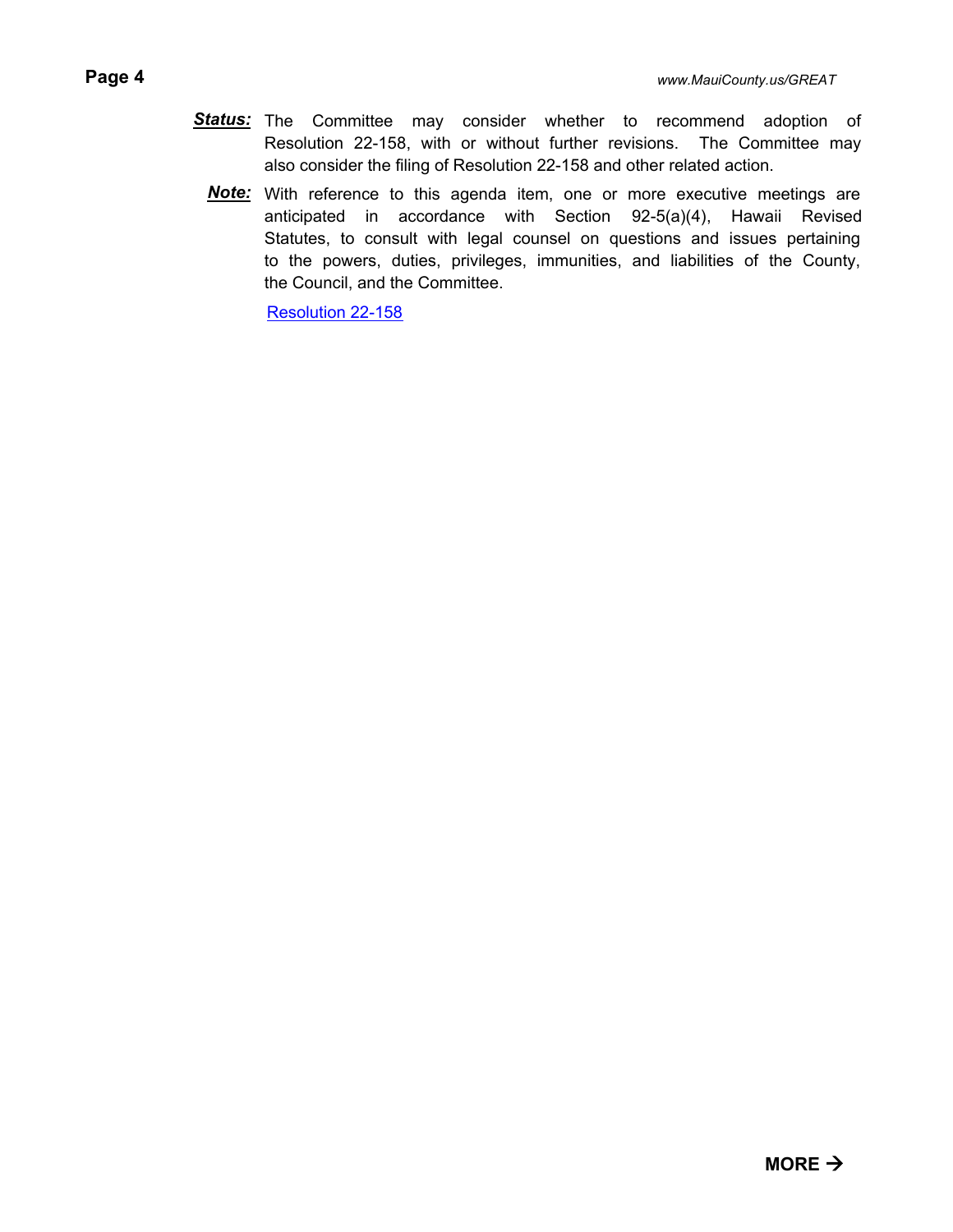***Status:*** The Committee may consider whether to recommend adoption of Resolution 22-158, with or without further revisions. The Committee may also consider the filing of Resolution 22-158 and other related action.

***Note:*** With reference to this agenda item, one or more executive meetings are anticipated in accordance with Section 92-5(a)(4), Hawaii Revised Statutes, to consult with legal counsel on questions and issues pertaining to the powers, duties, privileges, immunities, and liabilities of the County, the Council, and the Committee.

Resolution 22-158

**MORE →**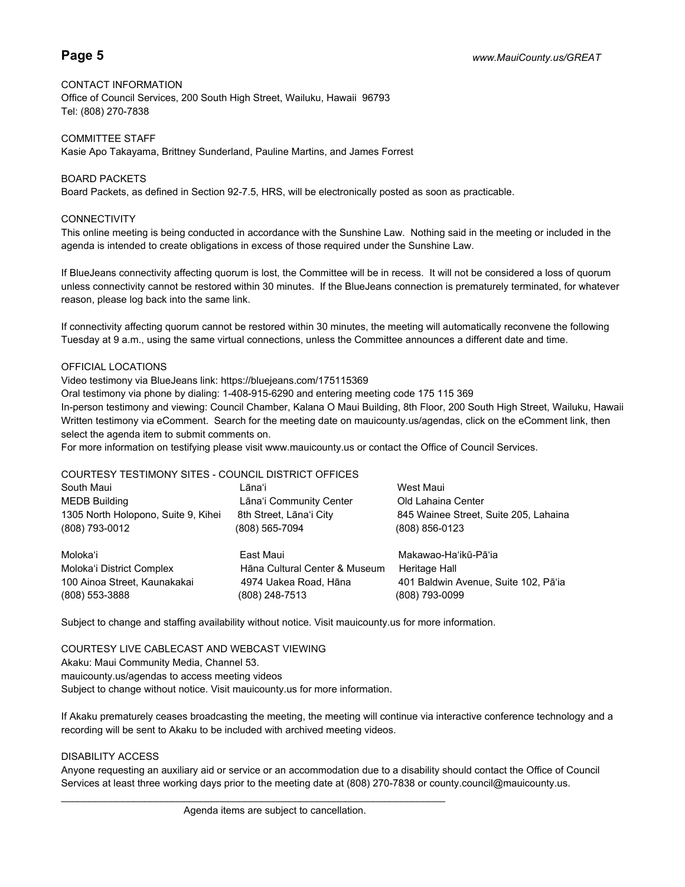CONTACT INFORMATION
Office of Council Services, 200 South High Street, Wailuku, Hawaii 96793
Tel: (808) 270-7838

COMMITTEE STAFF
Kasie Apo Takayama, Brittney Sunderland, Pauline Martins, and James Forrest

BOARD PACKETS
Board Packets, as defined in Section 92-7.5, HRS, will be electronically posted as soon as practicable.

CONNECTIVITY
This online meeting is being conducted in accordance with the Sunshine Law. Nothing said in the meeting or included in the agenda is intended to create obligations in excess of those required under the Sunshine Law.

If BlueJeans connectivity affecting quorum is lost, the Committee will be in recess. It will not be considered a loss of quorum unless connectivity cannot be restored within 30 minutes. If the BlueJeans connection is prematurely terminated, for whatever reason, please log back into the same link.

If connectivity affecting quorum cannot be restored within 30 minutes, the meeting will automatically reconvene the following Tuesday at 9 a.m., using the same virtual connections, unless the Committee announces a different date and time.

OFFICIAL LOCATIONS
Video testimony via BlueJeans link: https://bluejeans.com/175115369
Oral testimony via phone by dialing: 1-408-915-6290 and entering meeting code 175 115 369
In-person testimony and viewing: Council Chamber, Kalana O Maui Building, 8th Floor, 200 South High Street, Wailuku, Hawaii
Written testimony via eComment. Search for the meeting date on mauicounty.us/agendas, click on the eComment link, then select the agenda item to submit comments on.
For more information on testifying please visit www.mauicounty.us or contact the Office of Council Services.

COURTESY TESTIMONY SITES - COUNCIL DISTRICT OFFICES

South Maui
MEDB Building
1305 North Holopono, Suite 9, Kihei
(808) 793-0012

Lānaʻi
Lānaʻi Community Center
8th Street, Lānaʻi City
(808) 565-7094

West Maui
Old Lahaina Center
845 Wainee Street, Suite 205, Lahaina
(808) 856-0123

Molokaʻi
Molokaʻi District Complex
100 Ainoa Street, Kaunakakai
(808) 553-3888

East Maui
Hāna Cultural Center & Museum
4974 Uakea Road, Hāna
(808) 248-7513

Makawao-Haʻikū-Pāʻia
Heritage Hall
401 Baldwin Avenue, Suite 102, Pāʻia
(808) 793-0099

Subject to change and staffing availability without notice. Visit mauicounty.us for more information.

COURTESY LIVE CABLECAST AND WEBCAST VIEWING
Akaku: Maui Community Media, Channel 53.
mauicounty.us/agendas to access meeting videos
Subject to change without notice. Visit mauicounty.us for more information.

If Akaku prematurely ceases broadcasting the meeting, the meeting will continue via interactive conference technology and a recording will be sent to Akaku to be included with archived meeting videos.

DISABILITY ACCESS
Anyone requesting an auxiliary aid or service or an accommodation due to a disability should contact the Office of Council Services at least three working days prior to the meeting date at (808) 270-7838 or county.council@mauicounty.us.

---

Agenda items are subject to cancellation.